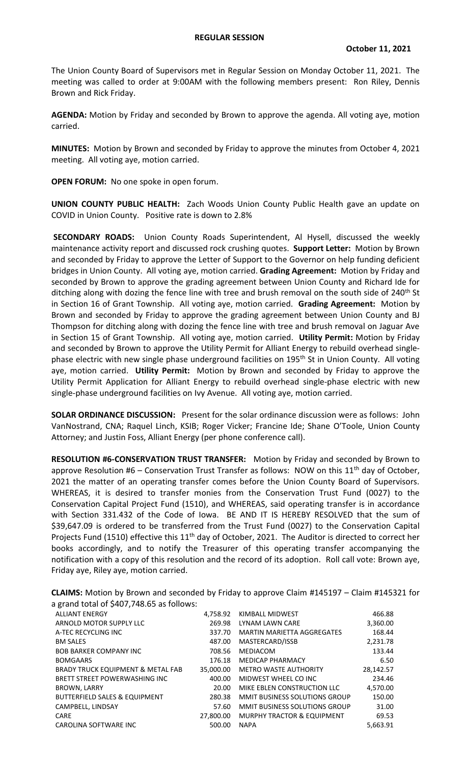# REGULAR SESSION

**October 11, 2021**

The Union County Board of Supervisors met in Regular Session on Monday October 11, 2021. The meeting was called to order at 9:00AM with the following members present: Ron Riley, Dennis Brown and Rick Friday.

**AGENDA:** Motion by Friday and seconded by Brown to approve the agenda. All voting aye, motion carried.

**MINUTES:** Motion by Brown and seconded by Friday to approve the minutes from October 4, 2021 meeting. All voting aye, motion carried.

**OPEN FORUM:** No one spoke in open forum.

**UNION COUNTY PUBLIC HEALTH:** Zach Woods Union County Public Health gave an update on COVID in Union County. Positive rate is down to 2.8%

**SECONDARY ROADS:** Union County Roads Superintendent, Al Hysell, discussed the weekly maintenance activity report and discussed rock crushing quotes. **Support Letter:** Motion by Brown and seconded by Friday to approve the Letter of Support to the Governor on help funding deficient bridges in Union County. All voting aye, motion carried. **Grading Agreement:** Motion by Friday and seconded by Brown to approve the grading agreement between Union County and Richard Ide for ditching along with dozing the fence line with tree and brush removal on the south side of 240th St in Section 16 of Grant Township. All voting aye, motion carried. **Grading Agreement:** Motion by Brown and seconded by Friday to approve the grading agreement between Union County and BJ Thompson for ditching along with dozing the fence line with tree and brush removal on Jaguar Ave in Section 15 of Grant Township. All voting aye, motion carried. **Utility Permit:** Motion by Friday and seconded by Brown to approve the Utility Permit for Alliant Energy to rebuild overhead single-phase electric with new single phase underground facilities on 195th St in Union County. All voting aye, motion carried. **Utility Permit:** Motion by Brown and seconded by Friday to approve the Utility Permit Application for Alliant Energy to rebuild overhead single-phase electric with new single-phase underground facilities on Ivy Avenue. All voting aye, motion carried.

**SOLAR ORDINANCE DISCUSSION:** Present for the solar ordinance discussion were as follows: John VanNostrand, CNA; Raquel Linch, KSIB; Roger Vicker; Francine Ide; Shane O'Toole, Union County Attorney; and Justin Foss, Alliant Energy (per phone conference call).

**RESOLUTION #6-CONSERVATION TRUST TRANSFER:** Motion by Friday and seconded by Brown to approve Resolution #6 – Conservation Trust Transfer as follows: NOW on this 11th day of October, 2021 the matter of an operating transfer comes before the Union County Board of Supervisors. WHEREAS, it is desired to transfer monies from the Conservation Trust Fund (0027) to the Conservation Capital Project Fund (1510), and WHEREAS, said operating transfer is in accordance with Section 331.432 of the Code of Iowa. BE AND IT IS HEREBY RESOLVED that the sum of $39,647.09 is ordered to be transferred from the Trust Fund (0027) to the Conservation Capital Projects Fund (1510) effective this 11th day of October, 2021. The Auditor is directed to correct her books accordingly, and to notify the Treasurer of this operating transfer accompanying the notification with a copy of this resolution and the record of its adoption. Roll call vote: Brown aye, Friday aye, Riley aye, motion carried.

**CLAIMS:** Motion by Brown and seconded by Friday to approve Claim #145197 – Claim #145321 for a grand total of $407,748.65 as follows:

| | | | |
|---|---|---|---|
| ALLIANT ENERGY | 4,758.92 | KIMBALL MIDWEST | 466.88 |
| ARNOLD MOTOR SUPPLY LLC | 269.98 | LYNAM LAWN CARE | 3,360.00 |
| A-TEC RECYCLING INC | 337.70 | MARTIN MARIETTA AGGREGATES | 168.44 |
| BM SALES | 487.00 | MASTERCARD/ISSB | 2,231.78 |
| BOB BARKER COMPANY INC | 708.56 | MEDIACOM | 133.44 |
| BOMGAARS | 176.18 | MEDICAP PHARMACY | 6.50 |
| BRADY TRUCK EQUIPMENT & METAL FAB | 35,000.00 | METRO WASTE AUTHORITY | 28,142.57 |
| BRETT STREET POWERWASHING INC | 400.00 | MIDWEST WHEEL CO INC | 234.46 |
| BROWN, LARRY | 20.00 | MIKE EBLEN CONSTRUCTION LLC | 4,570.00 |
| BUTTERFIELD SALES & EQUIPMENT | 280.38 | MMIT BUSINESS SOLUTIONS GROUP | 150.00 |
| CAMPBELL, LINDSAY | 57.60 | MMIT BUSINESS SOLUTIONS GROUP | 31.00 |
| CARE | 27,800.00 | MURPHY TRACTOR & EQUIPMENT | 69.53 |
| CAROLINA SOFTWARE INC | 500.00 | NAPA | 5,663.91 |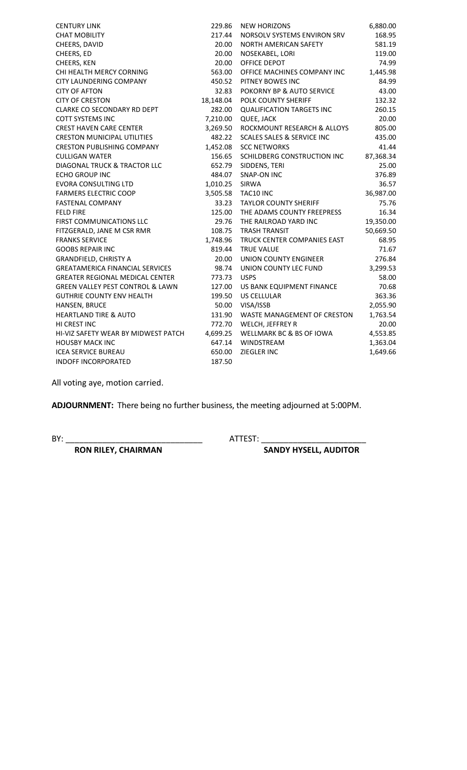| | | | |
|---|---|---|---|
| CENTURY LINK | 229.86 | NEW HORIZONS | 6,880.00 |
| CHAT MOBILITY | 217.44 | NORSOLV SYSTEMS ENVIRON SRV | 168.95 |
| CHEERS, DAVID | 20.00 | NORTH AMERICAN SAFETY | 581.19 |
| CHEERS, ED | 20.00 | NOSEKABEL, LORI | 119.00 |
| CHEERS, KEN | 20.00 | OFFICE DEPOT | 74.99 |
| CHI HEALTH MERCY CORNING | 563.00 | OFFICE MACHINES COMPANY INC | 1,445.98 |
| CITY LAUNDERING COMPANY | 450.52 | PITNEY BOWES INC | 84.99 |
| CITY OF AFTON | 32.83 | POKORNY BP & AUTO SERVICE | 43.00 |
| CITY OF CRESTON | 18,148.04 | POLK COUNTY SHERIFF | 132.32 |
| CLARKE CO SECONDARY RD DEPT | 282.00 | QUALIFICATION TARGETS INC | 260.15 |
| COTT SYSTEMS INC | 7,210.00 | QUEE, JACK | 20.00 |
| CREST HAVEN CARE CENTER | 3,269.50 | ROCKMOUNT RESEARCH & ALLOYS | 805.00 |
| CRESTON MUNICIPAL UTILITIES | 482.22 | SCALES SALES & SERVICE INC | 435.00 |
| CRESTON PUBLISHING COMPANY | 1,452.08 | SCC NETWORKS | 41.44 |
| CULLIGAN WATER | 156.65 | SCHILDBERG CONSTRUCTION INC | 87,368.34 |
| DIAGONAL TRUCK & TRACTOR LLC | 652.79 | SIDDENS, TERI | 25.00 |
| ECHO GROUP INC | 484.07 | SNAP-ON INC | 376.89 |
| EVORA CONSULTING LTD | 1,010.25 | SIRWA | 36.57 |
| FARMERS ELECTRIC COOP | 3,505.58 | TAC10 INC | 36,987.00 |
| FASTENAL COMPANY | 33.23 | TAYLOR COUNTY SHERIFF | 75.76 |
| FELD FIRE | 125.00 | THE ADAMS COUNTY FREEPRESS | 16.34 |
| FIRST COMMUNICATIONS LLC | 29.76 | THE RAILROAD YARD INC | 19,350.00 |
| FITZGERALD, JANE M CSR RMR | 108.75 | TRASH TRANSIT | 50,669.50 |
| FRANKS SERVICE | 1,748.96 | TRUCK CENTER COMPANIES EAST | 68.95 |
| GOOBS REPAIR INC | 819.44 | TRUE VALUE | 71.67 |
| GRANDFIELD, CHRISTY A | 20.00 | UNION COUNTY ENGINEER | 276.84 |
| GREATAMERICA FINANCIAL SERVICES | 98.74 | UNION COUNTY LEC FUND | 3,299.53 |
| GREATER REGIONAL MEDICAL CENTER | 773.73 | USPS | 58.00 |
| GREEN VALLEY PEST CONTROL & LAWN | 127.00 | US BANK EQUIPMENT FINANCE | 70.68 |
| GUTHRIE COUNTY ENV HEALTH | 199.50 | US CELLULAR | 363.36 |
| HANSEN, BRUCE | 50.00 | VISA/ISSB | 2,055.90 |
| HEARTLAND TIRE & AUTO | 131.90 | WASTE MANAGEMENT OF CRESTON | 1,763.54 |
| HI CREST INC | 772.70 | WELCH, JEFFREY R | 20.00 |
| HI-VIZ SAFETY WEAR BY MIDWEST PATCH | 4,699.25 | WELLMARK BC & BS OF IOWA | 4,553.85 |
| HOUSBY MACK INC | 647.14 | WINDSTREAM | 1,363.04 |
| ICEA SERVICE BUREAU | 650.00 | ZIEGLER INC | 1,649.66 |
| INDOFF INCORPORATED | 187.50 | | |

All voting aye, motion carried.

**ADJOURNMENT:** There being no further business, the meeting adjourned at 5:00PM.

BY: ______________________________ ATTEST: ______________________

**RON RILEY, CHAIRMAN** **SANDY HYSELL, AUDITOR**